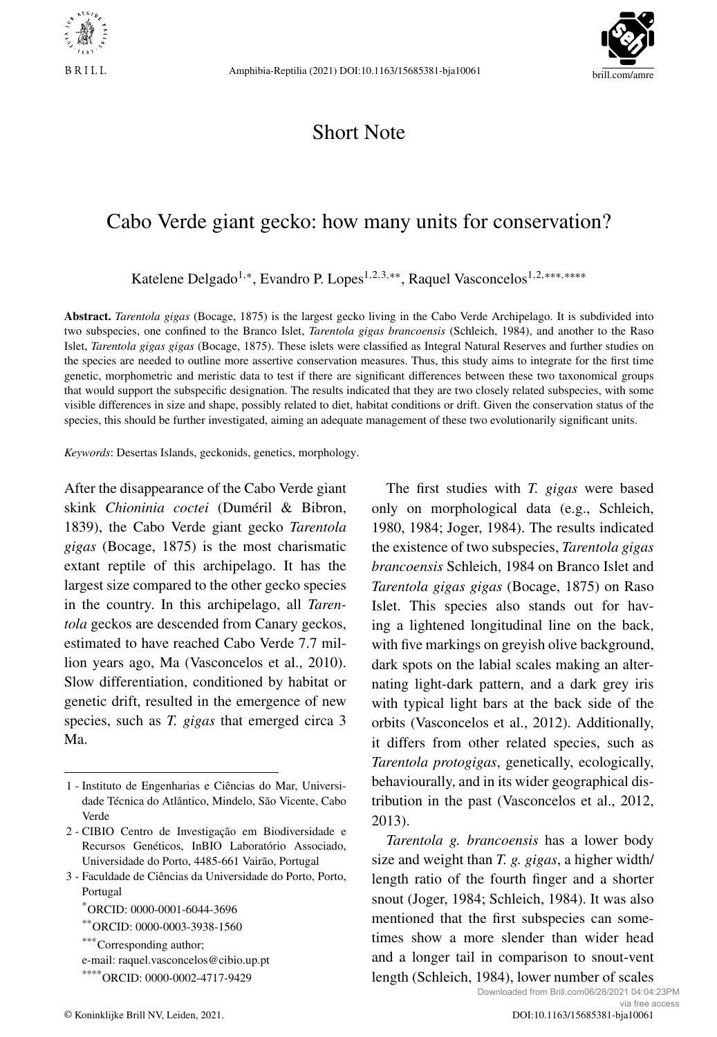Short Note

# Cabo Verde giant gecko: how many units for conservation?

Katelene Delgado[1,*], Evandro P. Lopes[1,2,3,**], Raquel Vasconcelos[1,2,***,****]

**Abstract.** *Tarentola gigas* (Bocage, 1875) is the largest gecko living in the Cabo Verde Archipelago. It is subdivided into two subspecies, one confined to the Branco Islet, *Tarentola gigas brancoensis* (Schleich, 1984), and another to the Raso Islet, *Tarentola gigas gigas* (Bocage, 1875). These islets were classified as Integral Natural Reserves and further studies on the species are needed to outline more assertive conservation measures. Thus, this study aims to integrate for the first time genetic, morphometric and meristic data to test if there are significant differences between these two taxonomical groups that would support the subspecific designation. The results indicated that they are two closely related subspecies, with some visible differences in size and shape, possibly related to diet, habitat conditions or drift. Given the conservation status of the species, this should be further investigated, aiming an adequate management of these two evolutionarily significant units.

*Keywords*: Desertas Islands, geckonids, genetics, morphology.

After the disappearance of the Cabo Verde giant skink *Chioninia coctei* (Duméril & Bibron, 1839), the Cabo Verde giant gecko *Tarentola gigas* (Bocage, 1875) is the most charismatic extant reptile of this archipelago. It has the largest size compared to the other gecko species in the country. In this archipelago, all *Tarentola* geckos are descended from Canary geckos, estimated to have reached Cabo Verde 7.7 million years ago, Ma (Vasconcelos et al., 2010). Slow differentiation, conditioned by habitat or genetic drift, resulted in the emergence of new species, such as *T. gigas* that emerged circa 3 Ma.

The first studies with *T. gigas* were based only on morphological data (e.g., Schleich, 1980, 1984; Joger, 1984). The results indicated the existence of two subspecies, *Tarentola gigas brancoensis* Schleich, 1984 on Branco Islet and *Tarentola gigas gigas* (Bocage, 1875) on Raso Islet. This species also stands out for having a lightened longitudinal line on the back, with five markings on greyish olive background, dark spots on the labial scales making an alternating light-dark pattern, and a dark grey iris with typical light bars at the back side of the orbits (Vasconcelos et al., 2012). Additionally, it differs from other related species, such as *Tarentola protogigas*, genetically, ecologically, behaviourally, and in its wider geographical distribution in the past (Vasconcelos et al., 2012, 2013).

*Tarentola g. brancoensis* has a lower body size and weight than *T. g. gigas*, a higher width/length ratio of the fourth finger and a shorter snout (Joger, 1984; Schleich, 1984). It was also mentioned that the first subspecies can sometimes show a more slender than wider head and a longer tail in comparison to snout-vent length (Schleich, 1984), lower number of scales

1 - Instituto de Engenharias e Ciências do Mar, Universidade Técnica do Atlântico, Mindelo, São Vicente, Cabo Verde

2 - CIBIO Centro de Investigação em Biodiversidade e Recursos Genéticos, InBIO Laboratório Associado, Universidade do Porto, 4485-661 Vairão, Portugal

3 - Faculdade de Ciências da Universidade do Porto, Porto, Portugal

*ORCID: 0000-0001-6044-3696

**ORCID: 0000-0003-3938-1560

***Corresponding author; e-mail: raquel.vasconcelos@cibio.up.pt

****ORCID: 0000-0002-4717-9429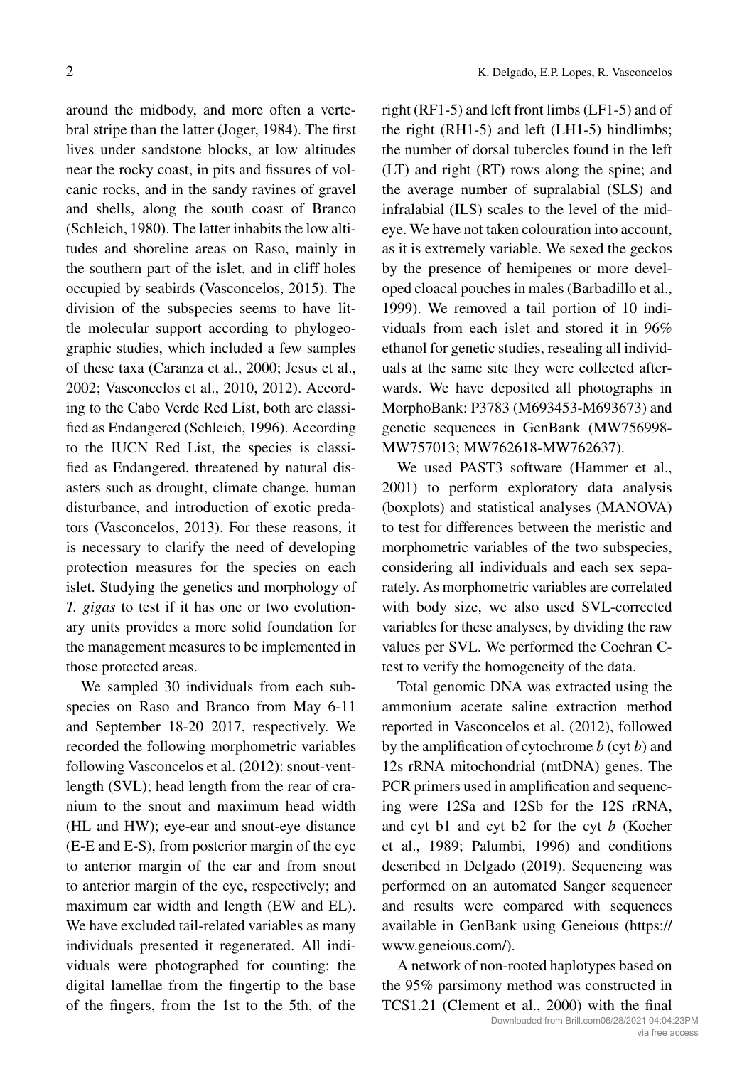around the midbody, and more often a vertebral stripe than the latter (Joger, 1984). The first lives under sandstone blocks, at low altitudes near the rocky coast, in pits and fissures of volcanic rocks, and in the sandy ravines of gravel and shells, along the south coast of Branco (Schleich, 1980). The latter inhabits the low altitudes and shoreline areas on Raso, mainly in the southern part of the islet, and in cliff holes occupied by seabirds (Vasconcelos, 2015). The division of the subspecies seems to have little molecular support according to phylogeographic studies, which included a few samples of these taxa (Caranza et al., 2000; Jesus et al., 2002; Vasconcelos et al., 2010, 2012). According to the Cabo Verde Red List, both are classified as Endangered (Schleich, 1996). According to the IUCN Red List, the species is classified as Endangered, threatened by natural disasters such as drought, climate change, human disturbance, and introduction of exotic predators (Vasconcelos, 2013). For these reasons, it is necessary to clarify the need of developing protection measures for the species on each islet. Studying the genetics and morphology of *T. gigas* to test if it has one or two evolutionary units provides a more solid foundation for the management measures to be implemented in those protected areas.

We sampled 30 individuals from each subspecies on Raso and Branco from May 6-11 and September 18-20 2017, respectively. We recorded the following morphometric variables following Vasconcelos et al. (2012): snout-vent-length (SVL); head length from the rear of cranium to the snout and maximum head width (HL and HW); eye-ear and snout-eye distance (E-E and E-S), from posterior margin of the eye to anterior margin of the ear and from snout to anterior margin of the eye, respectively; and maximum ear width and length (EW and EL). We have excluded tail-related variables as many individuals presented it regenerated. All individuals were photographed for counting: the digital lamellae from the fingertip to the base of the fingers, from the 1st to the 5th, of the right (RF1-5) and left front limbs (LF1-5) and of the right (RH1-5) and left (LH1-5) hindlimbs; the number of dorsal tubercles found in the left (LT) and right (RT) rows along the spine; and the average number of supralabial (SLS) and infralabial (ILS) scales to the level of the mideye. We have not taken colouration into account, as it is extremely variable. We sexed the geckos by the presence of hemipenes or more developed cloacal pouches in males (Barbadillo et al., 1999). We removed a tail portion of 10 individuals from each islet and stored it in 96% ethanol for genetic studies, resealing all individuals at the same site they were collected afterwards. We have deposited all photographs in MorphoBank: P3783 (M693453-M693673) and genetic sequences in GenBank (MW756998-MW757013; MW762618-MW762637).

We used PAST3 software (Hammer et al., 2001) to perform exploratory data analysis (boxplots) and statistical analyses (MANOVA) to test for differences between the meristic and morphometric variables of the two subspecies, considering all individuals and each sex separately. As morphometric variables are correlated with body size, we also used SVL-corrected variables for these analyses, by dividing the raw values per SVL. We performed the Cochran C-test to verify the homogeneity of the data.

Total genomic DNA was extracted using the ammonium acetate saline extraction method reported in Vasconcelos et al. (2012), followed by the amplification of cytochrome *b* (cyt *b*) and 12s rRNA mitochondrial (mtDNA) genes. The PCR primers used in amplification and sequencing were 12Sa and 12Sb for the 12S rRNA, and cyt b1 and cyt b2 for the cyt *b* (Kocher et al., 1989; Palumbi, 1996) and conditions described in Delgado (2019). Sequencing was performed on an automated Sanger sequencer and results were compared with sequences available in GenBank using Geneious (https://www.geneious.com/).

A network of non-rooted haplotypes based on the 95% parsimony method was constructed in TCS1.21 (Clement et al., 2000) with the final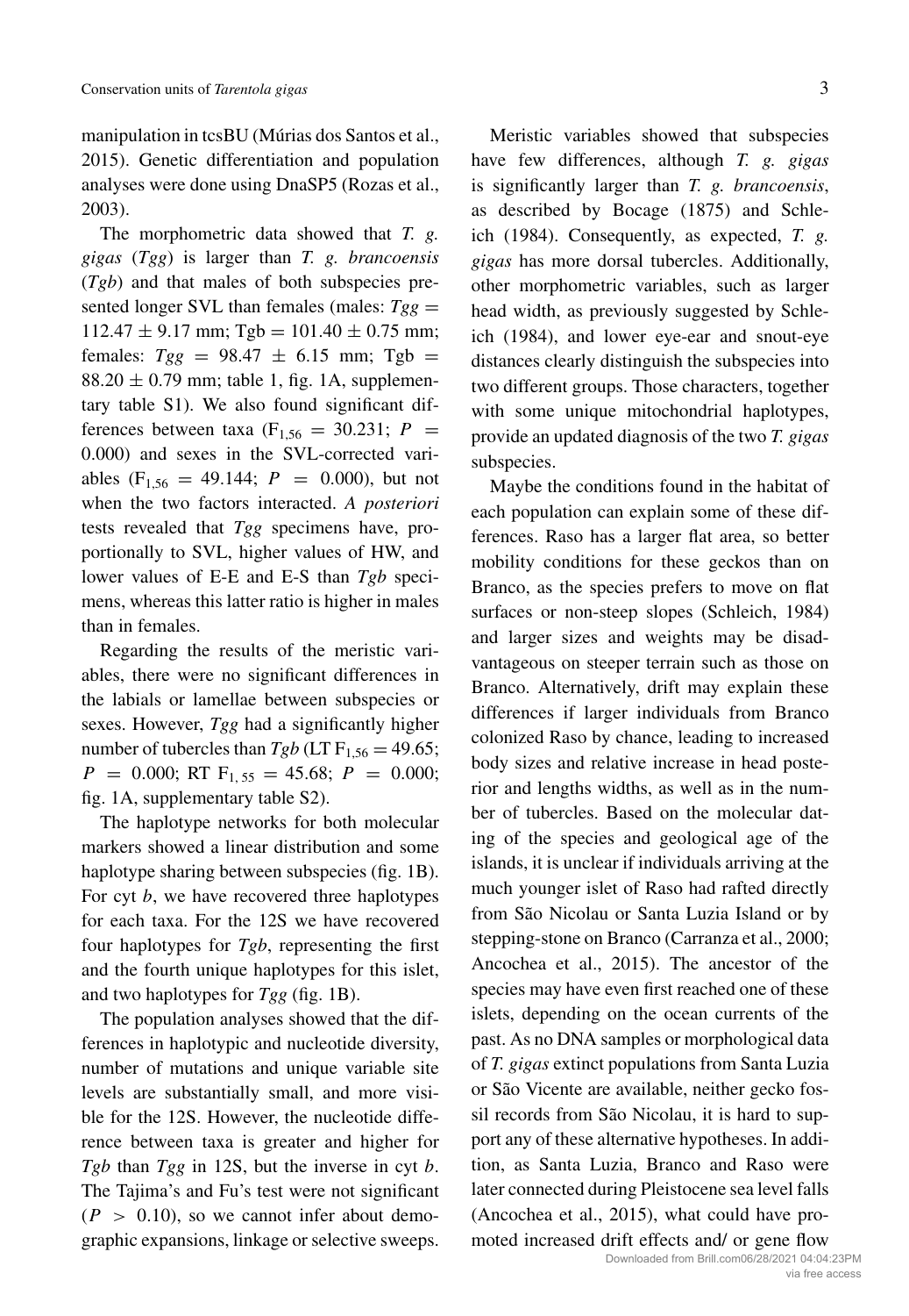manipulation in tcsBU (Múrias dos Santos et al., 2015). Genetic differentiation and population analyses were done using DnaSP5 (Rozas et al., 2003).

The morphometric data showed that *T. g. gigas* (*Tgg*) is larger than *T. g. brancoensis* (*Tgb*) and that males of both subspecies presented longer SVL than females (males: $Tgg = 112.47 \pm 9.17$ mm; $\text{Tgb} = 101.40 \pm 0.75$ mm; females: $Tgg = 98.47 \pm 6.15$ mm; $\text{Tgb} = 88.20 \pm 0.79$ mm; table 1, fig. 1A, supplementary table S1). We also found significant differences between taxa ($F_{1,56} = 30.231$; $P = 0.000$) and sexes in the SVL-corrected variables ($F_{1,56} = 49.144$; $P = 0.000$), but not when the two factors interacted. *A posteriori* tests revealed that *Tgg* specimens have, proportionally to SVL, higher values of HW, and lower values of E-E and E-S than *Tgb* specimens, whereas this latter ratio is higher in males than in females.

Regarding the results of the meristic variables, there were no significant differences in the labials or lamellae between subspecies or sexes. However, *Tgg* had a significantly higher number of tubercles than *Tgb* (LT $F_{1,56} = 49.65$; $P = 0.000$; RT $F_{1,55} = 45.68$; $P = 0.000$; fig. 1A, supplementary table S2).

The haplotype networks for both molecular markers showed a linear distribution and some haplotype sharing between subspecies (fig. 1B). For cyt *b*, we have recovered three haplotypes for each taxa. For the 12S we have recovered four haplotypes for *Tgb*, representing the first and the fourth unique haplotypes for this islet, and two haplotypes for *Tgg* (fig. 1B).

The population analyses showed that the differences in haplotypic and nucleotide diversity, number of mutations and unique variable site levels are substantially small, and more visible for the 12S. However, the nucleotide difference between taxa is greater and higher for *Tgb* than *Tgg* in 12S, but the inverse in cyt *b*. The Tajima's and Fu's test were not significant ($P > 0.10$), so we cannot infer about demographic expansions, linkage or selective sweeps.

Meristic variables showed that subspecies have few differences, although *T. g. gigas* is significantly larger than *T. g. brancoensis*, as described by Bocage (1875) and Schleich (1984). Consequently, as expected, *T. g. gigas* has more dorsal tubercles. Additionally, other morphometric variables, such as larger head width, as previously suggested by Schleich (1984), and lower eye-ear and snout-eye distances clearly distinguish the subspecies into two different groups. Those characters, together with some unique mitochondrial haplotypes, provide an updated diagnosis of the two *T. gigas* subspecies.

Maybe the conditions found in the habitat of each population can explain some of these differences. Raso has a larger flat area, so better mobility conditions for these geckos than on Branco, as the species prefers to move on flat surfaces or non-steep slopes (Schleich, 1984) and larger sizes and weights may be disadvantageous on steeper terrain such as those on Branco. Alternatively, drift may explain these differences if larger individuals from Branco colonized Raso by chance, leading to increased body sizes and relative increase in head posterior and lengths widths, as well as in the number of tubercles. Based on the molecular dating of the species and geological age of the islands, it is unclear if individuals arriving at the much younger islet of Raso had rafted directly from São Nicolau or Santa Luzia Island or by stepping-stone on Branco (Carranza et al., 2000; Ancochea et al., 2015). The ancestor of the species may have even first reached one of these islets, depending on the ocean currents of the past. As no DNA samples or morphological data of *T. gigas* extinct populations from Santa Luzia or São Vicente are available, neither gecko fossil records from São Nicolau, it is hard to support any of these alternative hypotheses. In addition, as Santa Luzia, Branco and Raso were later connected during Pleistocene sea level falls (Ancochea et al., 2015), what could have promoted increased drift effects and/ or gene flow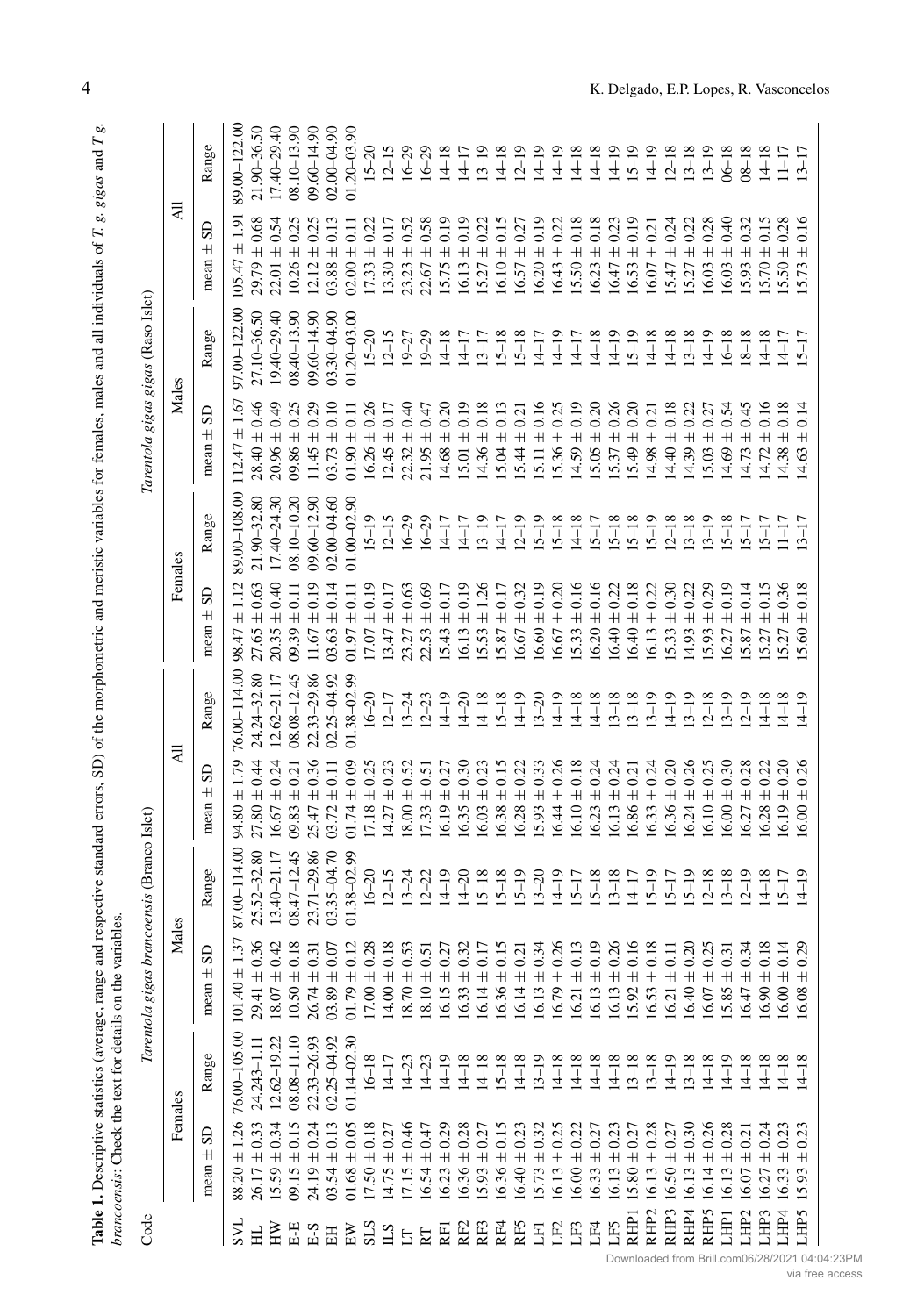**Table 1.** Descriptive statistics (average, range and respective standard errors, SD) of the morphometric and meristic variables for females, males and all individuals of *T. g. gigas* and *T g. brancoensis*. Check the text for details on the variables.

| Code | *Tarentola gigas brancoensis* (Branco Islet) | | | | | | *Tarentola gigas gigas* (Raso Islet) | | | | | |
|---|---|---|---|---|---|---|---|---|---|---|---|---|
| | Females | | Males | | All | | Females | | Males | | All | |
| | mean ± SD | Range | mean ± SD | Range | mean ± SD | Range | mean ± SD | Range | mean ± SD | Range | mean ± SD | Range |
| SVL | 88.20 ± 1.26 | 76.00–105.00 | 101.40 ± 1.37 | 87.00–114.00 | 94.80 ± 1.79 | 76.00–114.00 | 98.47 ± 1.12 | 89.00–108.00 | 112.47 ± 1.67 | 97.00–122.00 | 105.47 ± 1.91 | 89.00–122.00 |
| HL | 26.17 ± 0.33 | 24.243–1.11 | 29.41 ± 0.36 | 25.52–32.80 | 27.80 ± 0.44 | 24.24–32.80 | 27.65 ± 0.63 | 21.90–32.80 | 28.40 ± 0.46 | 27.10–36.50 | 29.79 ± 0.68 | 21.90–36.50 |
| HW | 15.59 ± 0.34 | 12.62–19.22 | 18.07 ± 0.42 | 13.40–21.17 | 16.67 ± 0.24 | 12.62–21.17 | 20.35 ± 0.40 | 17.40–24.30 | 20.96 ± 0.49 | 19.40–29.40 | 22.01 ± 0.54 | 17.40–29.40 |
| E-E | 09.15 ± 0.15 | 08.08–11.10 | 10.50 ± 0.18 | 08.47–12.45 | 09.83 ± 0.21 | 08.08–12.45 | 09.39 ± 0.11 | 08.10–10.20 | 09.86 ± 0.25 | 08.40–13.90 | 10.26 ± 0.25 | 08.10–13.90 |
| E-S | 24.19 ± 0.24 | 22.33–26.93 | 26.74 ± 0.31 | 23.71–29.86 | 25.47 ± 0.36 | 22.33–29.86 | 11.67 ± 0.19 | 09.60–12.90 | 11.45 ± 0.29 | 09.60–14.90 | 12.12 ± 0.25 | 09.60–14.90 |
| EH | 03.54 ± 0.13 | 02.25–04.92 | 03.89 ± 0.07 | 03.35–04.70 | 03.72 ± 0.11 | 02.25–04.92 | 03.63 ± 0.14 | 02.00–04.60 | 03.73 ± 0.10 | 03.30–04.90 | 03.88 ± 0.13 | 02.00–04.90 |
| EW | 01.68 ± 0.05 | 01.14–02.30 | 01.79 ± 0.12 | 01.38–02.99 | 01.74 ± 0.09 | 01.38–02.99 | 01.97 ± 0.11 | 01.00–02.90 | 01.90 ± 0.11 | 01.20–03.00 | 02.00 ± 0.11 | 01.20–03.90 |
| SLS | 17.50 ± 0.18 | 16–18 | 17.00 ± 0.28 | 16–20 | 17.18 ± 0.25 | 16–20 | 17.07 ± 0.19 | 15–19 | 16.26 ± 0.26 | 15–20 | 17.33 ± 0.22 | 15–20 |
| ILS | 14.75 ± 0.27 | 14–17 | 14.00 ± 0.18 | 12–15 | 14.27 ± 0.23 | 12–17 | 13.47 ± 0.17 | 12–15 | 12.45 ± 0.17 | 12–15 | 13.30 ± 0.17 | 12–15 |
| LT | 17.15 ± 0.46 | 14–23 | 18.70 ± 0.53 | 13–24 | 18.00 ± 0.52 | 13–24 | 23.27 ± 0.63 | 16–29 | 22.32 ± 0.40 | 19–27 | 23.23 ± 0.52 | 16–29 |
| RT | 16.54 ± 0.47 | 14–23 | 18.10 ± 0.51 | 12–22 | 17.33 ± 0.51 | 12–23 | 22.53 ± 0.69 | 16–29 | 21.95 ± 0.47 | 19–29 | 22.67 ± 0.58 | 16–29 |
| RF1 | 16.23 ± 0.29 | 14–19 | 16.15 ± 0.27 | 14–19 | 16.19 ± 0.27 | 14–19 | 15.43 ± 0.17 | 14–17 | 14.68 ± 0.20 | 14–18 | 15.75 ± 0.19 | 14–18 |
| RF2 | 16.36 ± 0.28 | 14–18 | 16.33 ± 0.32 | 14–20 | 16.35 ± 0.30 | 14–20 | 16.13 ± 0.19 | 14–17 | 15.01 ± 0.19 | 14–17 | 16.13 ± 0.19 | 14–17 |
| RF3 | 15.93 ± 0.27 | 14–18 | 16.14 ± 0.17 | 15–18 | 16.03 ± 0.23 | 14–18 | 15.53 ± 1.26 | 13–19 | 14.36 ± 0.18 | 13–17 | 15.27 ± 0.22 | 13–19 |
| RF4 | 16.36 ± 0.15 | 15–18 | 16.36 ± 0.15 | 15–18 | 16.38 ± 0.15 | 15–18 | 15.87 ± 0.17 | 14–17 | 15.04 ± 0.13 | 15–18 | 16.10 ± 0.15 | 14–18 |
| RF5 | 16.40 ± 0.23 | 14–18 | 16.14 ± 0.21 | 15–19 | 16.28 ± 0.22 | 14–19 | 16.67 ± 0.32 | 12–19 | 15.44 ± 0.21 | 15–18 | 16.57 ± 0.27 | 12–19 |
| LF1 | 15.73 ± 0.32 | 13–19 | 16.13 ± 0.34 | 13–20 | 15.93 ± 0.33 | 13–20 | 16.60 ± 0.19 | 15–19 | 15.11 ± 0.16 | 14–17 | 16.20 ± 0.19 | 14–19 |
| LF2 | 16.13 ± 0.25 | 14–18 | 16.79 ± 0.26 | 14–19 | 16.44 ± 0.26 | 14–19 | 16.67 ± 0.20 | 15–18 | 15.36 ± 0.25 | 14–19 | 16.43 ± 0.22 | 14–19 |
| LF3 | 16.00 ± 0.22 | 14–18 | 16.21 ± 0.13 | 15–17 | 16.10 ± 0.18 | 14–18 | 15.33 ± 0.16 | 14–18 | 14.59 ± 0.19 | 14–17 | 15.50 ± 0.18 | 14–18 |
| LF4 | 16.33 ± 0.27 | 14–18 | 16.13 ± 0.19 | 15–18 | 16.23 ± 0.24 | 14–18 | 16.20 ± 0.16 | 15–17 | 15.05 ± 0.20 | 14–18 | 16.23 ± 0.18 | 14–18 |
| LF5 | 16.13 ± 0.23 | 14–18 | 16.13 ± 0.26 | 13–18 | 16.13 ± 0.24 | 13–18 | 16.40 ± 0.22 | 15–18 | 15.37 ± 0.26 | 14–19 | 16.47 ± 0.23 | 14–19 |
| RHP1 | 15.80 ± 0.27 | 13–18 | 15.92 ± 0.16 | 14–17 | 16.86 ± 0.21 | 13–18 | 16.40 ± 0.18 | 15–18 | 15.49 ± 0.20 | 15–19 | 16.53 ± 0.19 | 15–19 |
| RHP2 | 16.13 ± 0.28 | 13–18 | 16.53 ± 0.18 | 15–19 | 16.33 ± 0.24 | 13–19 | 16.13 ± 0.22 | 15–19 | 14.98 ± 0.21 | 14–18 | 16.07 ± 0.21 | 14–19 |
| RHP3 | 16.50 ± 0.27 | 14–19 | 16.21 ± 0.11 | 15–17 | 16.36 ± 0.20 | 14–19 | 15.33 ± 0.30 | 12–18 | 14.40 ± 0.18 | 14–18 | 15.47 ± 0.24 | 12–18 |
| RHP4 | 16.13 ± 0.30 | 13–18 | 16.40 ± 0.20 | 15–19 | 16.24 ± 0.26 | 13–19 | 14.93 ± 0.22 | 13–18 | 14.39 ± 0.22 | 13–18 | 15.27 ± 0.22 | 13–18 |
| RHP5 | 16.14 ± 0.26 | 14–18 | 16.07 ± 0.25 | 12–18 | 16.10 ± 0.25 | 12–18 | 15.93 ± 0.29 | 13–19 | 15.03 ± 0.27 | 14–19 | 16.03 ± 0.28 | 13–19 |
| LHP1 | 16.13 ± 0.28 | 14–19 | 15.85 ± 0.31 | 13–18 | 16.00 ± 0.30 | 13–19 | 16.27 ± 0.19 | 15–18 | 14.69 ± 0.54 | 16–18 | 16.03 ± 0.40 | 06–18 |
| LHP2 | 16.07 ± 0.21 | 14–18 | 16.47 ± 0.34 | 12–19 | 16.27 ± 0.28 | 12–19 | 15.87 ± 0.14 | 15–17 | 14.73 ± 0.45 | 18–18 | 15.93 ± 0.32 | 08–18 |
| LHP3 | 16.27 ± 0.24 | 14–18 | 16.90 ± 0.18 | 14–18 | 16.28 ± 0.22 | 14–18 | 15.27 ± 0.15 | 15–17 | 14.72 ± 0.16 | 14–18 | 15.70 ± 0.15 | 14–18 |
| LHP4 | 16.33 ± 0.23 | 14–18 | 16.00 ± 0.14 | 15–17 | 16.19 ± 0.20 | 14–18 | 15.27 ± 0.36 | 11–17 | 14.38 ± 0.18 | 14–17 | 15.50 ± 0.28 | 11–17 |
| LHP5 | 15.93 ± 0.23 | 14–18 | 16.08 ± 0.29 | 14–19 | 16.00 ± 0.26 | 14–19 | 15.60 ± 0.18 | 13–17 | 14.63 ± 0.14 | 15–17 | 15.73 ± 0.16 | 13–17 |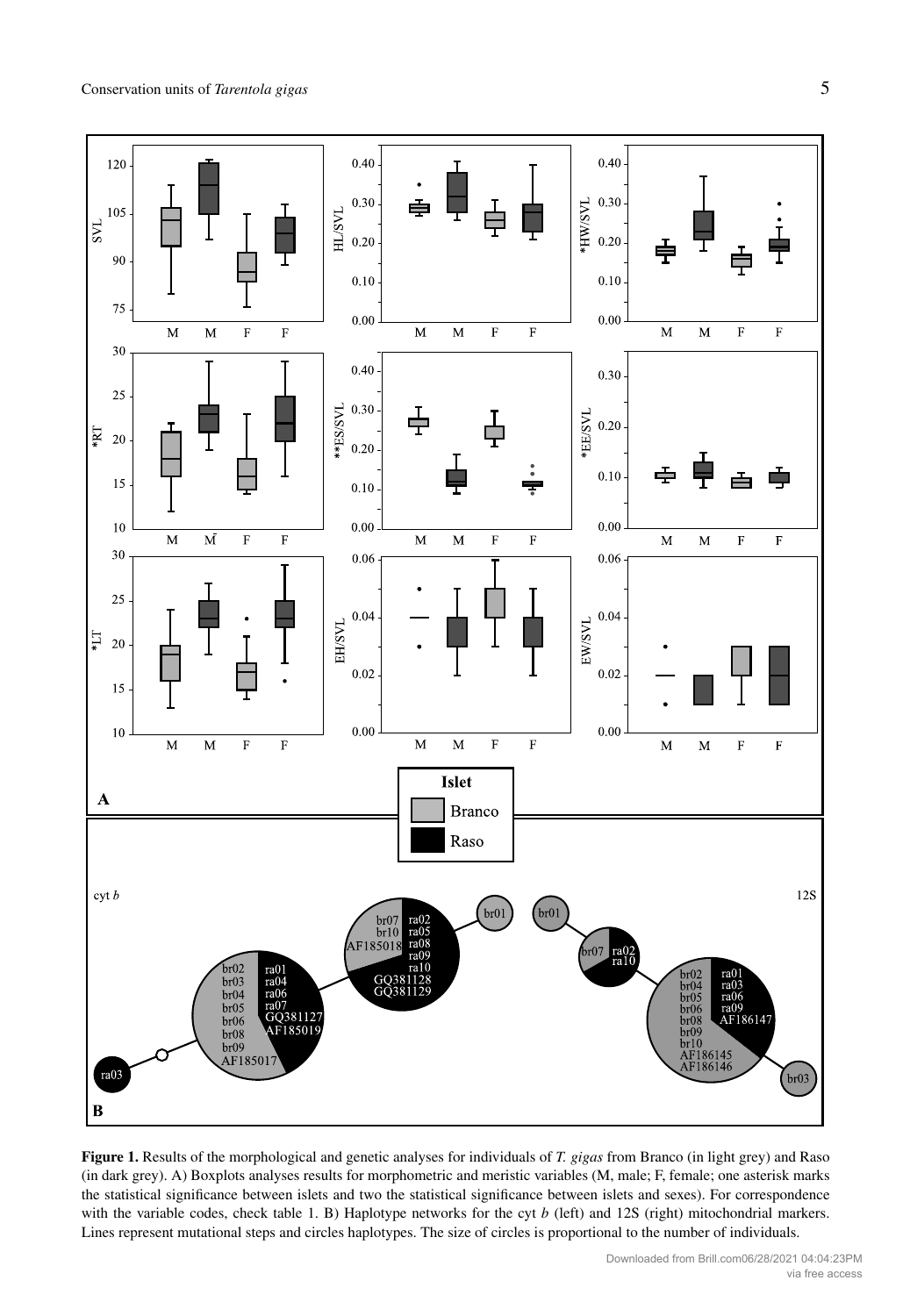**Figure 1.** Results of the morphological and genetic analyses for individuals of *T. gigas* from Branco (in light grey) and Raso (in dark grey). A) Boxplots analyses results for morphometric and meristic variables (M, male; F, female; one asterisk marks the statistical significance between islets and two the statistical significance between islets and sexes). For correspondence with the variable codes, check table 1. B) Haplotype networks for the cyt *b* (left) and 12S (right) mitochondrial markers. Lines represent mutational steps and circles haplotypes. The size of circles is proportional to the number of individuals.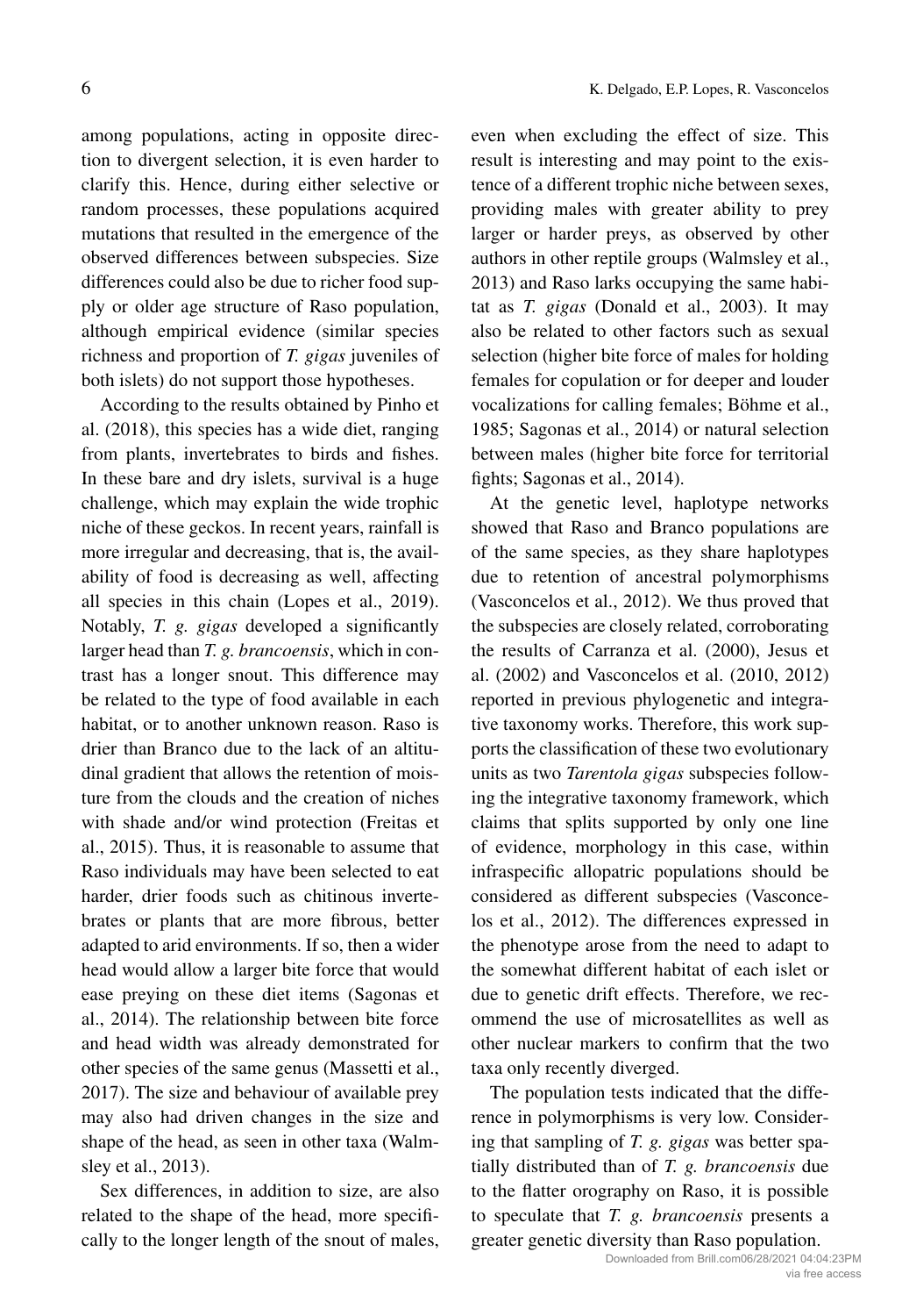among populations, acting in opposite direction to divergent selection, it is even harder to clarify this. Hence, during either selective or random processes, these populations acquired mutations that resulted in the emergence of the observed differences between subspecies. Size differences could also be due to richer food supply or older age structure of Raso population, although empirical evidence (similar species richness and proportion of *T. gigas* juveniles of both islets) do not support those hypotheses.

According to the results obtained by Pinho et al. (2018), this species has a wide diet, ranging from plants, invertebrates to birds and fishes. In these bare and dry islets, survival is a huge challenge, which may explain the wide trophic niche of these geckos. In recent years, rainfall is more irregular and decreasing, that is, the availability of food is decreasing as well, affecting all species in this chain (Lopes et al., 2019). Notably, *T. g. gigas* developed a significantly larger head than *T. g. brancoensis*, which in contrast has a longer snout. This difference may be related to the type of food available in each habitat, or to another unknown reason. Raso is drier than Branco due to the lack of an altitudinal gradient that allows the retention of moisture from the clouds and the creation of niches with shade and/or wind protection (Freitas et al., 2015). Thus, it is reasonable to assume that Raso individuals may have been selected to eat harder, drier foods such as chitinous invertebrates or plants that are more fibrous, better adapted to arid environments. If so, then a wider head would allow a larger bite force that would ease preying on these diet items (Sagonas et al., 2014). The relationship between bite force and head width was already demonstrated for other species of the same genus (Massetti et al., 2017). The size and behaviour of available prey may also had driven changes in the size and shape of the head, as seen in other taxa (Walmsley et al., 2013).

Sex differences, in addition to size, are also related to the shape of the head, more specifically to the longer length of the snout of males, even when excluding the effect of size. This result is interesting and may point to the existence of a different trophic niche between sexes, providing males with greater ability to prey larger or harder preys, as observed by other authors in other reptile groups (Walmsley et al., 2013) and Raso larks occupying the same habitat as *T. gigas* (Donald et al., 2003). It may also be related to other factors such as sexual selection (higher bite force of males for holding females for copulation or for deeper and louder vocalizations for calling females; Böhme et al., 1985; Sagonas et al., 2014) or natural selection between males (higher bite force for territorial fights; Sagonas et al., 2014).

At the genetic level, haplotype networks showed that Raso and Branco populations are of the same species, as they share haplotypes due to retention of ancestral polymorphisms (Vasconcelos et al., 2012). We thus proved that the subspecies are closely related, corroborating the results of Carranza et al. (2000), Jesus et al. (2002) and Vasconcelos et al. (2010, 2012) reported in previous phylogenetic and integrative taxonomy works. Therefore, this work supports the classification of these two evolutionary units as two *Tarentola gigas* subspecies following the integrative taxonomy framework, which claims that splits supported by only one line of evidence, morphology in this case, within infraspecific allopatric populations should be considered as different subspecies (Vasconcelos et al., 2012). The differences expressed in the phenotype arose from the need to adapt to the somewhat different habitat of each islet or due to genetic drift effects. Therefore, we recommend the use of microsatellites as well as other nuclear markers to confirm that the two taxa only recently diverged.

The population tests indicated that the difference in polymorphisms is very low. Considering that sampling of *T. g. gigas* was better spatially distributed than of *T. g. brancoensis* due to the flatter orography on Raso, it is possible to speculate that *T. g. brancoensis* presents a greater genetic diversity than Raso population.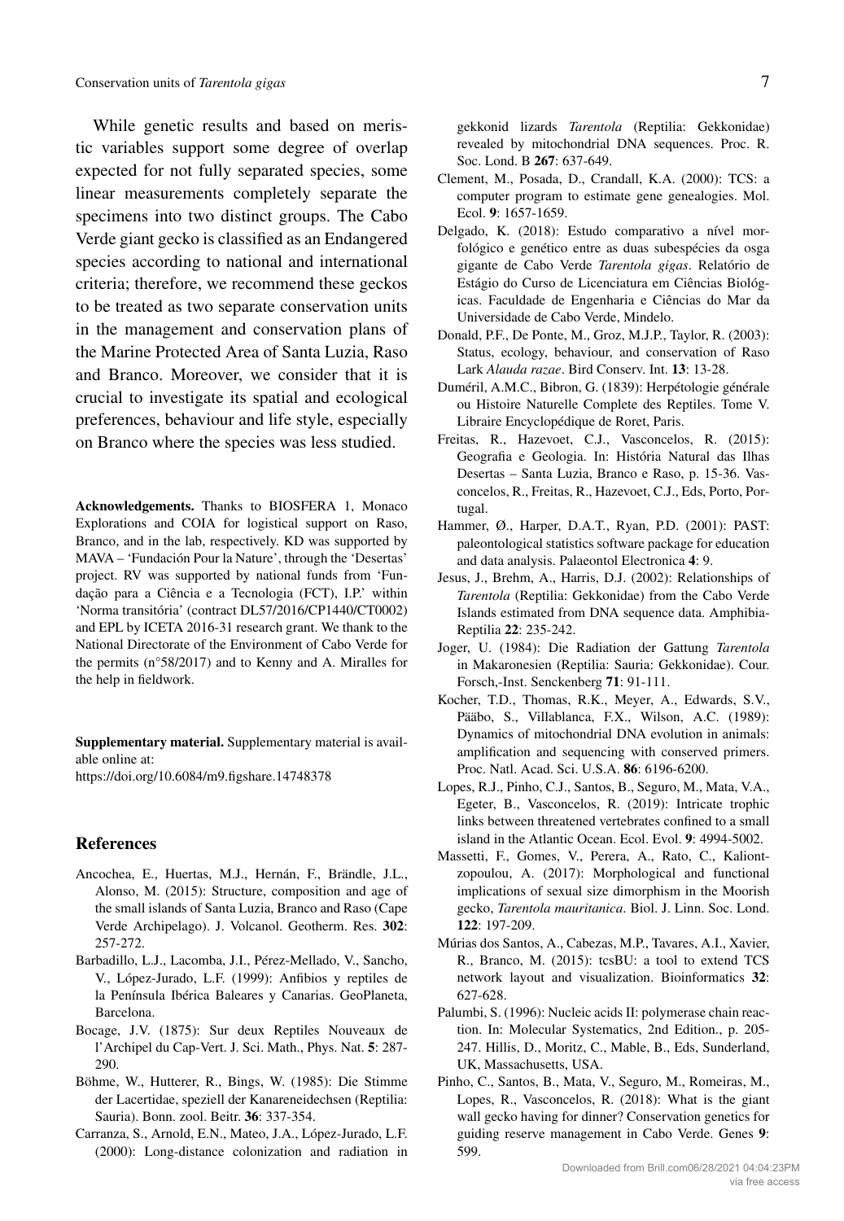While genetic results and based on meristic variables support some degree of overlap expected for not fully separated species, some linear measurements completely separate the specimens into two distinct groups. The Cabo Verde giant gecko is classified as an Endangered species according to national and international criteria; therefore, we recommend these geckos to be treated as two separate conservation units in the management and conservation plans of the Marine Protected Area of Santa Luzia, Raso and Branco. Moreover, we consider that it is crucial to investigate its spatial and ecological preferences, behaviour and life style, especially on Branco where the species was less studied.

**Acknowledgements.** Thanks to BIOSFERA 1, Monaco Explorations and COIA for logistical support on Raso, Branco, and in the lab, respectively. KD was supported by MAVA – 'Fundación Pour la Nature', through the 'Desertas' project. RV was supported by national funds from 'Fundação para a Ciência e a Tecnologia (FCT), I.P.' within 'Norma transitória' (contract DL57/2016/CP1440/CT0002) and EPL by ICETA 2016-31 research grant. We thank to the National Directorate of the Environment of Cabo Verde for the permits (n°58/2017) and to Kenny and A. Miralles for the help in fieldwork.

**Supplementary material.** Supplementary material is available online at:
https://doi.org/10.6084/m9.figshare.14748378

## References

- Ancochea, E., Huertas, M.J., Hernán, F., Brändle, J.L., Alonso, M. (2015): Structure, composition and age of the small islands of Santa Luzia, Branco and Raso (Cape Verde Archipelago). J. Volcanol. Geotherm. Res. **302**: 257-272.
- Barbadillo, L.J., Lacomba, J.I., Pérez-Mellado, V., Sancho, V., López-Jurado, L.F. (1999): Anfibios y reptiles de la Península Ibérica Baleares y Canarias. GeoPlaneta, Barcelona.
- Bocage, J.V. (1875): Sur deux Reptiles Nouveaux de l'Archipel du Cap-Vert. J. Sci. Math., Phys. Nat. **5**: 287-290.
- Böhme, W., Hutterer, R., Bings, W. (1985): Die Stimme der Lacertidae, speziell der Kanareneidechsen (Reptilia: Sauria). Bonn. zool. Beitr. **36**: 337-354.
- Carranza, S., Arnold, E.N., Mateo, J.A., López-Jurado, L.F. (2000): Long-distance colonization and radiation in gekkonid lizards *Tarentola* (Reptilia: Gekkonidae) revealed by mitochondrial DNA sequences. Proc. R. Soc. Lond. B **267**: 637-649.
- Clement, M., Posada, D., Crandall, K.A. (2000): TCS: a computer program to estimate gene genealogies. Mol. Ecol. **9**: 1657-1659.
- Delgado, K. (2018): Estudo comparativo a nível morfológico e genético entre as duas subespécies da osga gigante de Cabo Verde *Tarentola gigas*. Relatório de Estágio do Curso de Licenciatura em Ciências Biológicas. Faculdade de Engenharia e Ciências do Mar da Universidade de Cabo Verde, Mindelo.
- Donald, P.F., De Ponte, M., Groz, M.J.P., Taylor, R. (2003): Status, ecology, behaviour, and conservation of Raso Lark *Alauda razae*. Bird Conserv. Int. **13**: 13-28.
- Duméril, A.M.C., Bibron, G. (1839): Herpétologie générale ou Histoire Naturelle Complete des Reptiles. Tome V. Libraire Encyclopédique de Roret, Paris.
- Freitas, R., Hazevoet, C.J., Vasconcelos, R. (2015): Geografia e Geologia. In: História Natural das Ilhas Desertas – Santa Luzia, Branco e Raso, p. 15-36. Vasconcelos, R., Freitas, R., Hazevoet, C.J., Eds, Porto, Portugal.
- Hammer, Ø., Harper, D.A.T., Ryan, P.D. (2001): PAST: paleontological statistics software package for education and data analysis. Palaeontol Electronica **4**: 9.
- Jesus, J., Brehm, A., Harris, D.J. (2002): Relationships of *Tarentola* (Reptilia: Gekkonidae) from the Cabo Verde Islands estimated from DNA sequence data. Amphibia-Reptilia **22**: 235-242.
- Joger, U. (1984): Die Radiation der Gattung *Tarentola* in Makaronesien (Reptilia: Sauria: Gekkonidae). Cour. Forsch,-Inst. Senckenberg **71**: 91-111.
- Kocher, T.D., Thomas, R.K., Meyer, A., Edwards, S.V., Pääbo, S., Villablanca, F.X., Wilson, A.C. (1989): Dynamics of mitochondrial DNA evolution in animals: amplification and sequencing with conserved primers. Proc. Natl. Acad. Sci. U.S.A. **86**: 6196-6200.
- Lopes, R.J., Pinho, C.J., Santos, B., Seguro, M., Mata, V.A., Egeter, B., Vasconcelos, R. (2019): Intricate trophic links between threatened vertebrates confined to a small island in the Atlantic Ocean. Ecol. Evol. **9**: 4994-5002.
- Massetti, F., Gomes, V., Perera, A., Rato, C., Kaliontzopoulou, A. (2017): Morphological and functional implications of sexual size dimorphism in the Moorish gecko, *Tarentola mauritanica*. Biol. J. Linn. Soc. Lond. **122**: 197-209.
- Múrias dos Santos, A., Cabezas, M.P., Tavares, A.I., Xavier, R., Branco, M. (2015): tcsBU: a tool to extend TCS network layout and visualization. Bioinformatics **32**: 627-628.
- Palumbi, S. (1996): Nucleic acids II: polymerase chain reaction. In: Molecular Systematics, 2nd Edition., p. 205-247. Hillis, D., Moritz, C., Mable, B., Eds, Sunderland, UK, Massachusetts, USA.
- Pinho, C., Santos, B., Mata, V., Seguro, M., Romeiras, M., Lopes, R., Vasconcelos, R. (2018): What is the giant wall gecko having for dinner? Conservation genetics for guiding reserve management in Cabo Verde. Genes **9**: 599.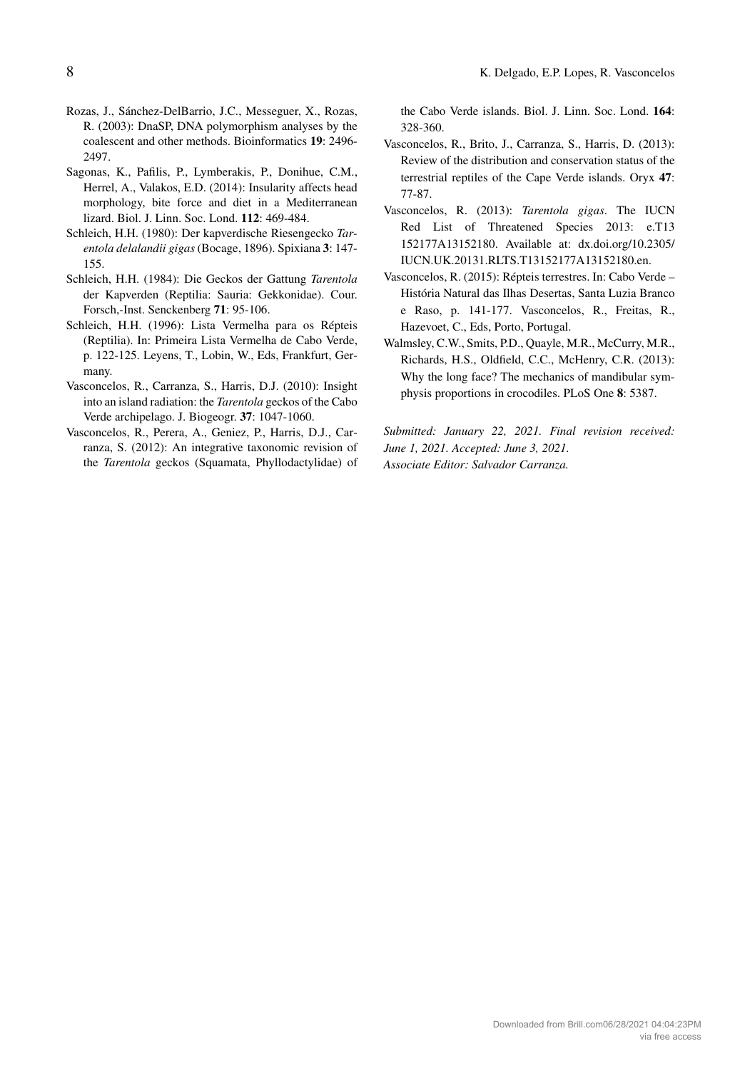Rozas, J., Sánchez-DelBarrio, J.C., Messeguer, X., Rozas, R. (2003): DnaSP, DNA polymorphism analyses by the coalescent and other methods. Bioinformatics **19**: 2496-2497.

Sagonas, K., Pafilis, P., Lymberakis, P., Donihue, C.M., Herrel, A., Valakos, E.D. (2014): Insularity affects head morphology, bite force and diet in a Mediterranean lizard. Biol. J. Linn. Soc. Lond. **112**: 469-484.

Schleich, H.H. (1980): Der kapverdische Riesengecko *Tarentola delalandii gigas* (Bocage, 1896). Spixiana **3**: 147-155.

Schleich, H.H. (1984): Die Geckos der Gattung *Tarentola* der Kapverden (Reptilia: Sauria: Gekkonidae). Cour. Forsch,-Inst. Senckenberg **71**: 95-106.

Schleich, H.H. (1996): Lista Vermelha para os Répteis (Reptilia). In: Primeira Lista Vermelha de Cabo Verde, p. 122-125. Leyens, T., Lobin, W., Eds, Frankfurt, Germany.

Vasconcelos, R., Carranza, S., Harris, D.J. (2010): Insight into an island radiation: the *Tarentola* geckos of the Cabo Verde archipelago. J. Biogeogr. **37**: 1047-1060.

Vasconcelos, R., Perera, A., Geniez, P., Harris, D.J., Carranza, S. (2012): An integrative taxonomic revision of the *Tarentola* geckos (Squamata, Phyllodactylidae) of the Cabo Verde islands. Biol. J. Linn. Soc. Lond. **164**: 328-360.

Vasconcelos, R., Brito, J., Carranza, S., Harris, D. (2013): Review of the distribution and conservation status of the terrestrial reptiles of the Cape Verde islands. Oryx **47**: 77-87.

Vasconcelos, R. (2013): *Tarentola gigas*. The IUCN Red List of Threatened Species 2013: e.T13 152177A13152180. Available at: dx.doi.org/10.2305/IUCN.UK.20131.RLTS.T13152177A13152180.en.

Vasconcelos, R. (2015): Répteis terrestres. In: Cabo Verde – História Natural das Ilhas Desertas, Santa Luzia Branco e Raso, p. 141-177. Vasconcelos, R., Freitas, R., Hazevoet, C., Eds, Porto, Portugal.

Walmsley, C.W., Smits, P.D., Quayle, M.R., McCurry, M.R., Richards, H.S., Oldfield, C.C., McHenry, C.R. (2013): Why the long face? The mechanics of mandibular symphysis proportions in crocodiles. PLoS One **8**: 5387.

*Submitted: January 22, 2021. Final revision received: June 1, 2021. Accepted: June 3, 2021.*
*Associate Editor: Salvador Carranza.*